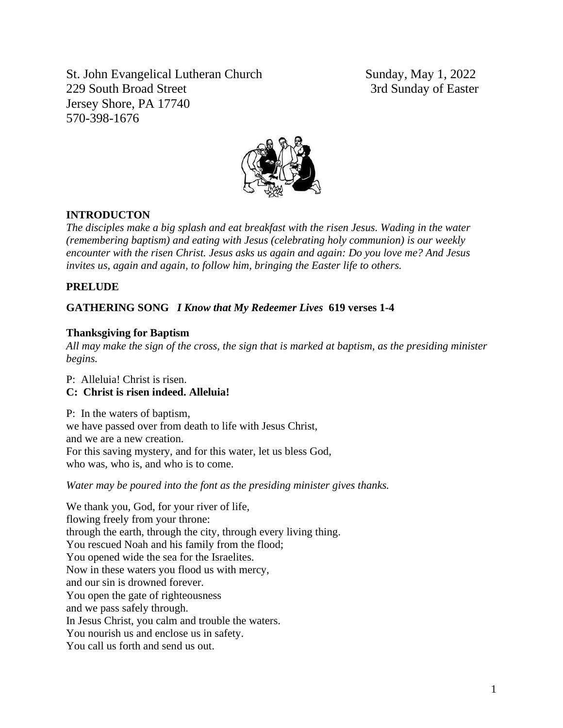St. John Evangelical Lutheran Church
229 South Broad Street
Jersey Shore, PA 17740
570-398-1676

Sunday, May 1, 2022
3rd Sunday of Easter

**INTRODUCTON**

*The disciples make a big splash and eat breakfast with the risen Jesus. Wading in the water (remembering baptism) and eating with Jesus (celebrating holy communion) is our weekly encounter with the risen Christ. Jesus asks us again and again: Do you love me? And Jesus invites us, again and again, to follow him, bringing the Easter life to others.*

**PRELUDE**

**GATHERING SONG** ***I Know that My Redeemer Lives*** **619 verses 1-4**

**Thanksgiving for Baptism**

*All may make the sign of the cross, the sign that is marked at baptism, as the presiding minister begins.*

P: Alleluia! Christ is risen.
**C: Christ is risen indeed. Alleluia!**

P: In the waters of baptism,
we have passed over from death to life with Jesus Christ,
and we are a new creation.
For this saving mystery, and for this water, let us bless God,
who was, who is, and who is to come.

*Water may be poured into the font as the presiding minister gives thanks.*

We thank you, God, for your river of life,
flowing freely from your throne:
through the earth, through the city, through every living thing.
You rescued Noah and his family from the flood;
You opened wide the sea for the Israelites.
Now in these waters you flood us with mercy,
and our sin is drowned forever.
You open the gate of righteousness
and we pass safely through.
In Jesus Christ, you calm and trouble the waters.
You nourish us and enclose us in safety.
You call us forth and send us out.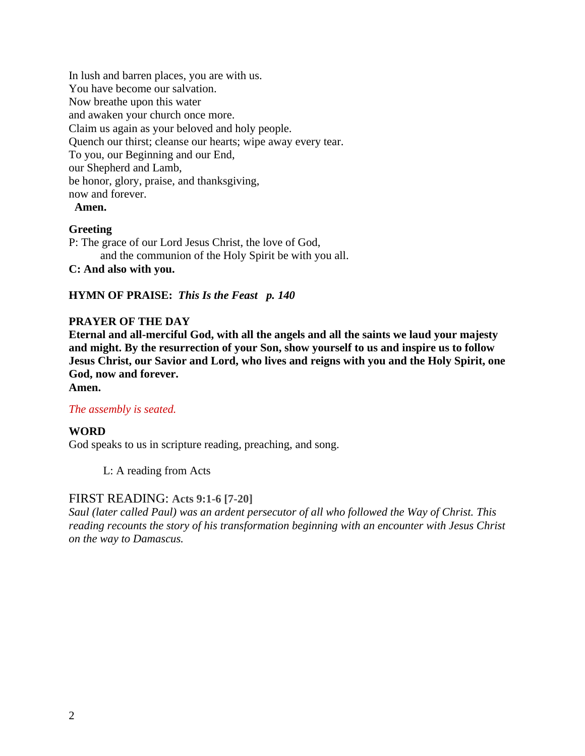In lush and barren places, you are with us.
You have become our salvation.
Now breathe upon this water
and awaken your church once more.
Claim us again as your beloved and holy people.
Quench our thirst; cleanse our hearts; wipe away every tear.
To you, our Beginning and our End,
our Shepherd and Lamb,
be honor, glory, praise, and thanksgiving,
now and forever.
**Amen.**

**Greeting**
P: The grace of our Lord Jesus Christ, the love of God,
and the communion of the Holy Spirit be with you all.
**C: And also with you.**

**HYMN OF PRAISE:** ***This Is the Feast p. 140***

**PRAYER OF THE DAY**
**Eternal and all-merciful God, with all the angels and all the saints we laud your majesty and might. By the resurrection of your Son, show yourself to us and inspire us to follow Jesus Christ, our Savior and Lord, who lives and reigns with you and the Holy Spirit, one God, now and forever.**
**Amen.**

*The assembly is seated.*

**WORD**
God speaks to us in scripture reading, preaching, and song.

L: A reading from Acts

FIRST READING: **Acts 9:1-6 [7-20]**
*Saul (later called Paul) was an ardent persecutor of all who followed the Way of Christ. This reading recounts the story of his transformation beginning with an encounter with Jesus Christ on the way to Damascus.*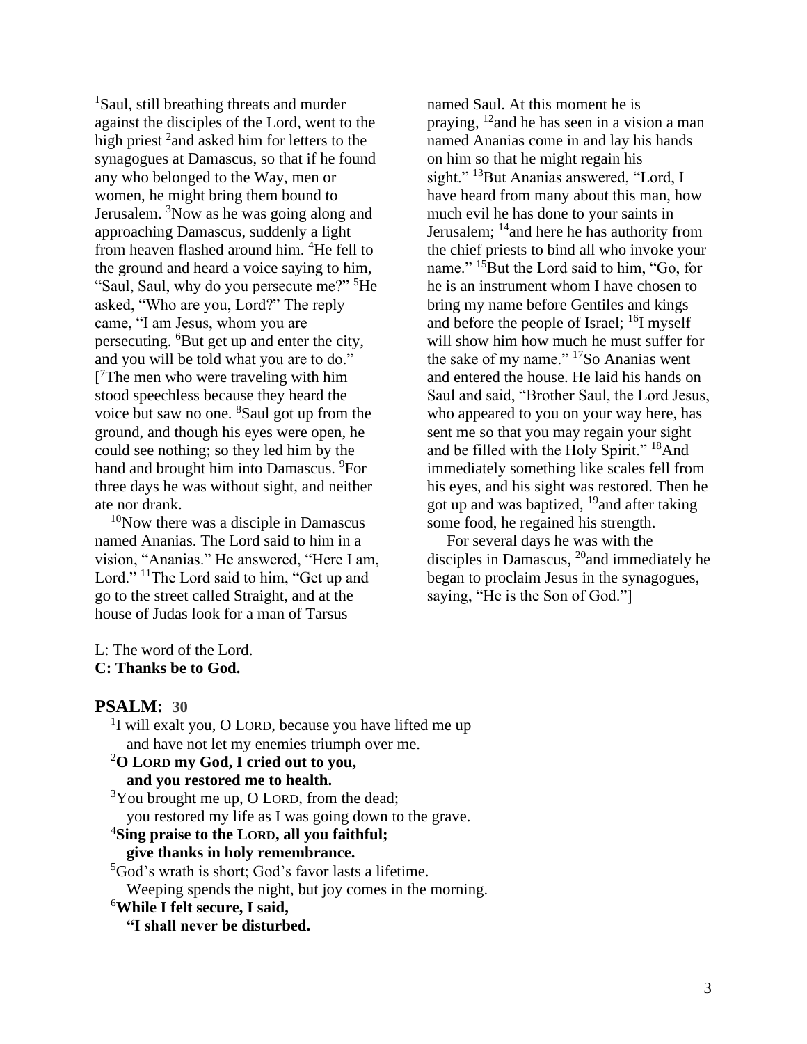[1]Saul, still breathing threats and murder against the disciples of the Lord, went to the high priest [2]and asked him for letters to the synagogues at Damascus, so that if he found any who belonged to the Way, men or women, he might bring them bound to Jerusalem. [3]Now as he was going along and approaching Damascus, suddenly a light from heaven flashed around him. [4]He fell to the ground and heard a voice saying to him, "Saul, Saul, why do you persecute me?" [5]He asked, "Who are you, Lord?" The reply came, "I am Jesus, whom you are persecuting. [6]But get up and enter the city, and you will be told what you are to do." [[7]The men who were traveling with him stood speechless because they heard the voice but saw no one. [8]Saul got up from the ground, and though his eyes were open, he could see nothing; so they led him by the hand and brought him into Damascus. [9]For three days he was without sight, and neither ate nor drank.

[10]Now there was a disciple in Damascus named Ananias. The Lord said to him in a vision, "Ananias." He answered, "Here I am, Lord." [11]The Lord said to him, "Get up and go to the street called Straight, and at the house of Judas look for a man of Tarsus named Saul. At this moment he is praying, [12]and he has seen in a vision a man named Ananias come in and lay his hands on him so that he might regain his sight." [13]But Ananias answered, "Lord, I have heard from many about this man, how much evil he has done to your saints in Jerusalem; [14]and here he has authority from the chief priests to bind all who invoke your name." [15]But the Lord said to him, "Go, for he is an instrument whom I have chosen to bring my name before Gentiles and kings and before the people of Israel; [16]I myself will show him how much he must suffer for the sake of my name." [17]So Ananias went and entered the house. He laid his hands on Saul and said, "Brother Saul, the Lord Jesus, who appeared to you on your way here, has sent me so that you may regain your sight and be filled with the Holy Spirit." [18]And immediately something like scales fell from his eyes, and his sight was restored. Then he got up and was baptized, [19]and after taking some food, he regained his strength.

For several days he was with the disciples in Damascus, [20]and immediately he began to proclaim Jesus in the synagogues, saying, "He is the Son of God."]

L: The word of the Lord.
**C: Thanks be to God.**

## PSALM: 30

[1]I will exalt you, O LORD, because you have lifted me up
and have not let my enemies triumph over me.
**[2]O LORD my God, I cried out to you,**
**and you restored me to health.**
[3]You brought me up, O LORD, from the dead;
you restored my life as I was going down to the grave.
**[4]Sing praise to the LORD, all you faithful;**
**give thanks in holy remembrance.**
[5]God's wrath is short; God's favor lasts a lifetime.
Weeping spends the night, but joy comes in the morning.
**[6]While I felt secure, I said,**
**"I shall never be disturbed.**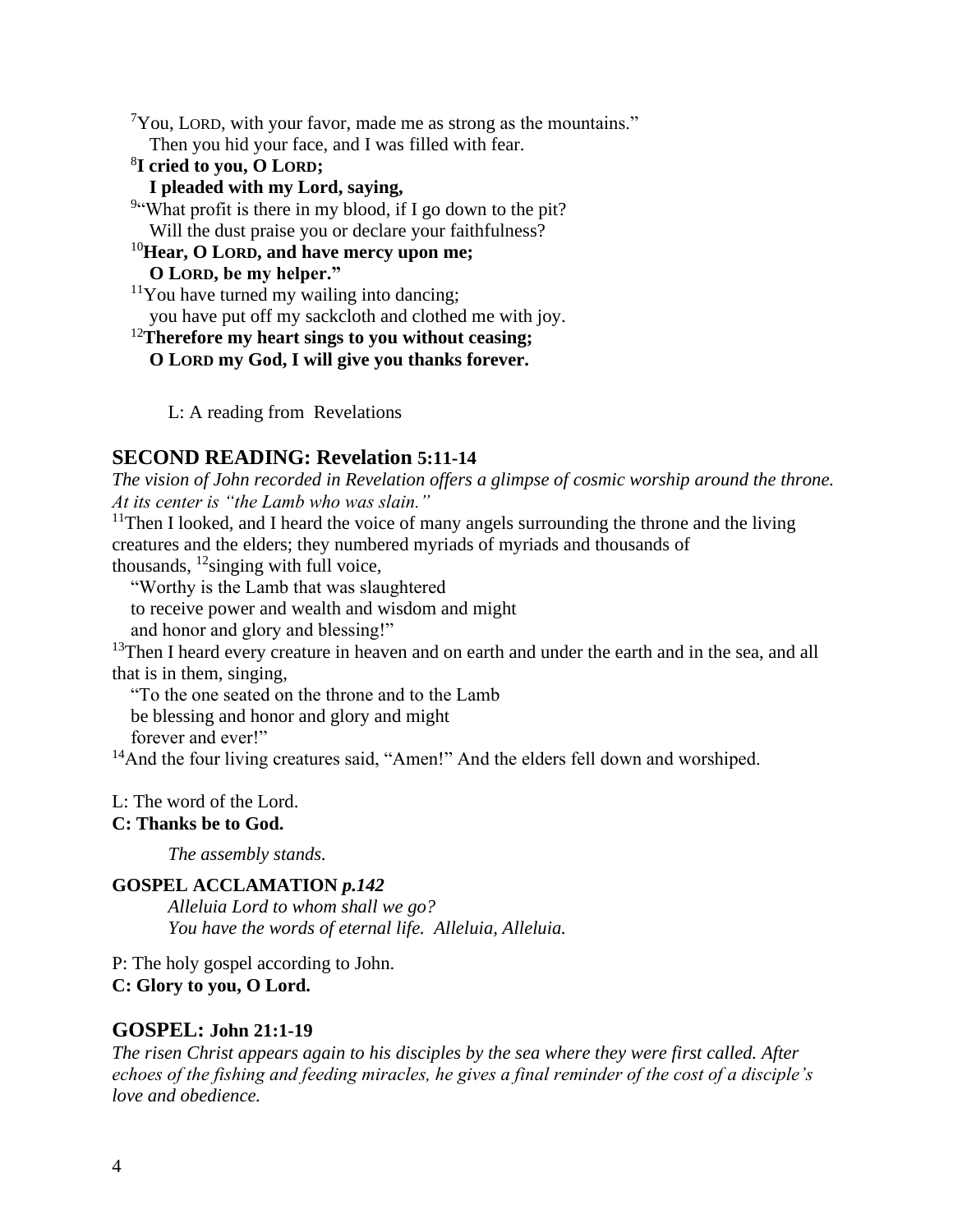[7]You, LORD, with your favor, made me as strong as the mountains."
Then you hid your face, and I was filled with fear.

**[8]I cried to you, O LORD;**
**I pleaded with my Lord, saying,**

[9]"What profit is there in my blood, if I go down to the pit?
Will the dust praise you or declare your faithfulness?

**[10]Hear, O LORD, and have mercy upon me;**
**O LORD, be my helper."**

[11]You have turned my wailing into dancing;
you have put off my sackcloth and clothed me with joy.

**[12]Therefore my heart sings to you without ceasing;**
**O LORD my God, I will give you thanks forever.**

L: A reading from Revelations

## SECOND READING: Revelation 5:11-14

*The vision of John recorded in Revelation offers a glimpse of cosmic worship around the throne. At its center is "the Lamb who was slain."*

[11]Then I looked, and I heard the voice of many angels surrounding the throne and the living creatures and the elders; they numbered myriads of myriads and thousands of thousands, [12]singing with full voice,

"Worthy is the Lamb that was slaughtered
to receive power and wealth and wisdom and might
and honor and glory and blessing!"

[13]Then I heard every creature in heaven and on earth and under the earth and in the sea, and all that is in them, singing,

"To the one seated on the throne and to the Lamb
be blessing and honor and glory and might
forever and ever!"

[14]And the four living creatures said, "Amen!" And the elders fell down and worshiped.

L: The word of the Lord.
**C: Thanks be to God.**

*The assembly stands.*

**GOSPEL ACCLAMATION *p.142***

*Alleluia Lord to whom shall we go?*
*You have the words of eternal life. Alleluia, Alleluia.*

P: The holy gospel according to John.
**C: Glory to you, O Lord.**

## GOSPEL: John 21:1-19

*The risen Christ appears again to his disciples by the sea where they were first called. After echoes of the fishing and feeding miracles, he gives a final reminder of the cost of a disciple's love and obedience.*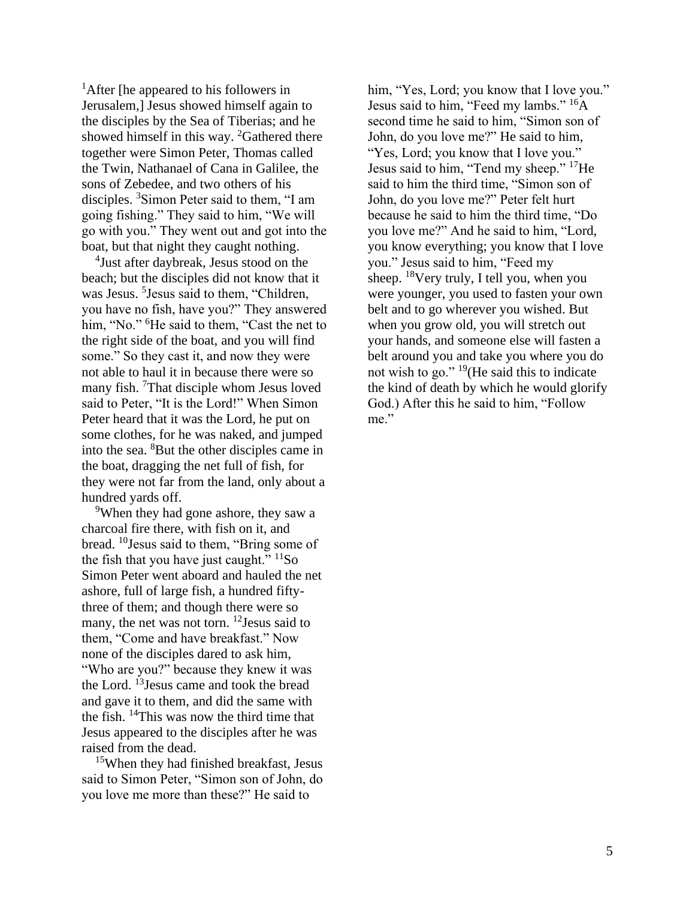[1]After [he appeared to his followers in Jerusalem,] Jesus showed himself again to the disciples by the Sea of Tiberias; and he showed himself in this way. [2]Gathered there together were Simon Peter, Thomas called the Twin, Nathanael of Cana in Galilee, the sons of Zebedee, and two others of his disciples. [3]Simon Peter said to them, "I am going fishing." They said to him, "We will go with you." They went out and got into the boat, but that night they caught nothing.

[4]Just after daybreak, Jesus stood on the beach; but the disciples did not know that it was Jesus. [5]Jesus said to them, "Children, you have no fish, have you?" They answered him, "No." [6]He said to them, "Cast the net to the right side of the boat, and you will find some." So they cast it, and now they were not able to haul it in because there were so many fish. [7]That disciple whom Jesus loved said to Peter, "It is the Lord!" When Simon Peter heard that it was the Lord, he put on some clothes, for he was naked, and jumped into the sea. [8]But the other disciples came in the boat, dragging the net full of fish, for they were not far from the land, only about a hundred yards off.

[9]When they had gone ashore, they saw a charcoal fire there, with fish on it, and bread. [10]Jesus said to them, "Bring some of the fish that you have just caught." [11]So Simon Peter went aboard and hauled the net ashore, full of large fish, a hundred fifty-three of them; and though there were so many, the net was not torn. [12]Jesus said to them, "Come and have breakfast." Now none of the disciples dared to ask him, "Who are you?" because they knew it was the Lord. [13]Jesus came and took the bread and gave it to them, and did the same with the fish. [14]This was now the third time that Jesus appeared to the disciples after he was raised from the dead.

[15]When they had finished breakfast, Jesus said to Simon Peter, "Simon son of John, do you love me more than these?" He said to him, "Yes, Lord; you know that I love you." Jesus said to him, "Feed my lambs." [16]A second time he said to him, "Simon son of John, do you love me?" He said to him, "Yes, Lord; you know that I love you." Jesus said to him, "Tend my sheep." [17]He said to him the third time, "Simon son of John, do you love me?" Peter felt hurt because he said to him the third time, "Do you love me?" And he said to him, "Lord, you know everything; you know that I love you." Jesus said to him, "Feed my sheep. [18]Very truly, I tell you, when you were younger, you used to fasten your own belt and to go wherever you wished. But when you grow old, you will stretch out your hands, and someone else will fasten a belt around you and take you where you do not wish to go." [19](He said this to indicate the kind of death by which he would glorify God.) After this he said to him, "Follow me."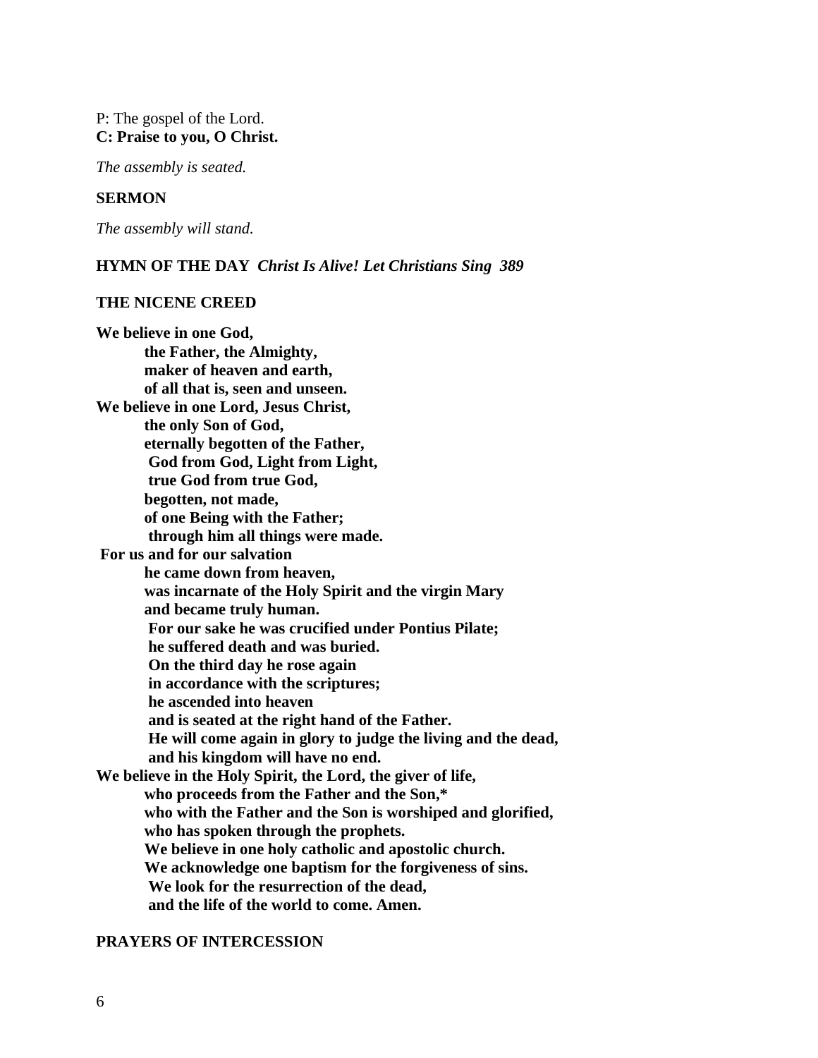P: The gospel of the Lord.
**C: Praise to you, O Christ.**

*The assembly is seated.*

**SERMON**

*The assembly will stand.*

**HYMN OF THE DAY** ***Christ Is Alive! Let Christians Sing 389***

**THE NICENE CREED**

**We believe in one God,**
**the Father, the Almighty,**
**maker of heaven and earth,**
**of all that is, seen and unseen.**
**We believe in one Lord, Jesus Christ,**
**the only Son of God,**
**eternally begotten of the Father,**
**God from God, Light from Light,**
**true God from true God,**
**begotten, not made,**
**of one Being with the Father;**
**through him all things were made.**
**For us and for our salvation**
**he came down from heaven,**
**was incarnate of the Holy Spirit and the virgin Mary**
**and became truly human.**
**For our sake he was crucified under Pontius Pilate;**
**he suffered death and was buried.**
**On the third day he rose again**
**in accordance with the scriptures;**
**he ascended into heaven**
**and is seated at the right hand of the Father.**
**He will come again in glory to judge the living and the dead,**
**and his kingdom will have no end.**
**We believe in the Holy Spirit, the Lord, the giver of life,**
**who proceeds from the Father and the Son,***
**who with the Father and the Son is worshiped and glorified,**
**who has spoken through the prophets.**
**We believe in one holy catholic and apostolic church.**
**We acknowledge one baptism for the forgiveness of sins.**
**We look for the resurrection of the dead,**
**and the life of the world to come. Amen.**

**PRAYERS OF INTERCESSION**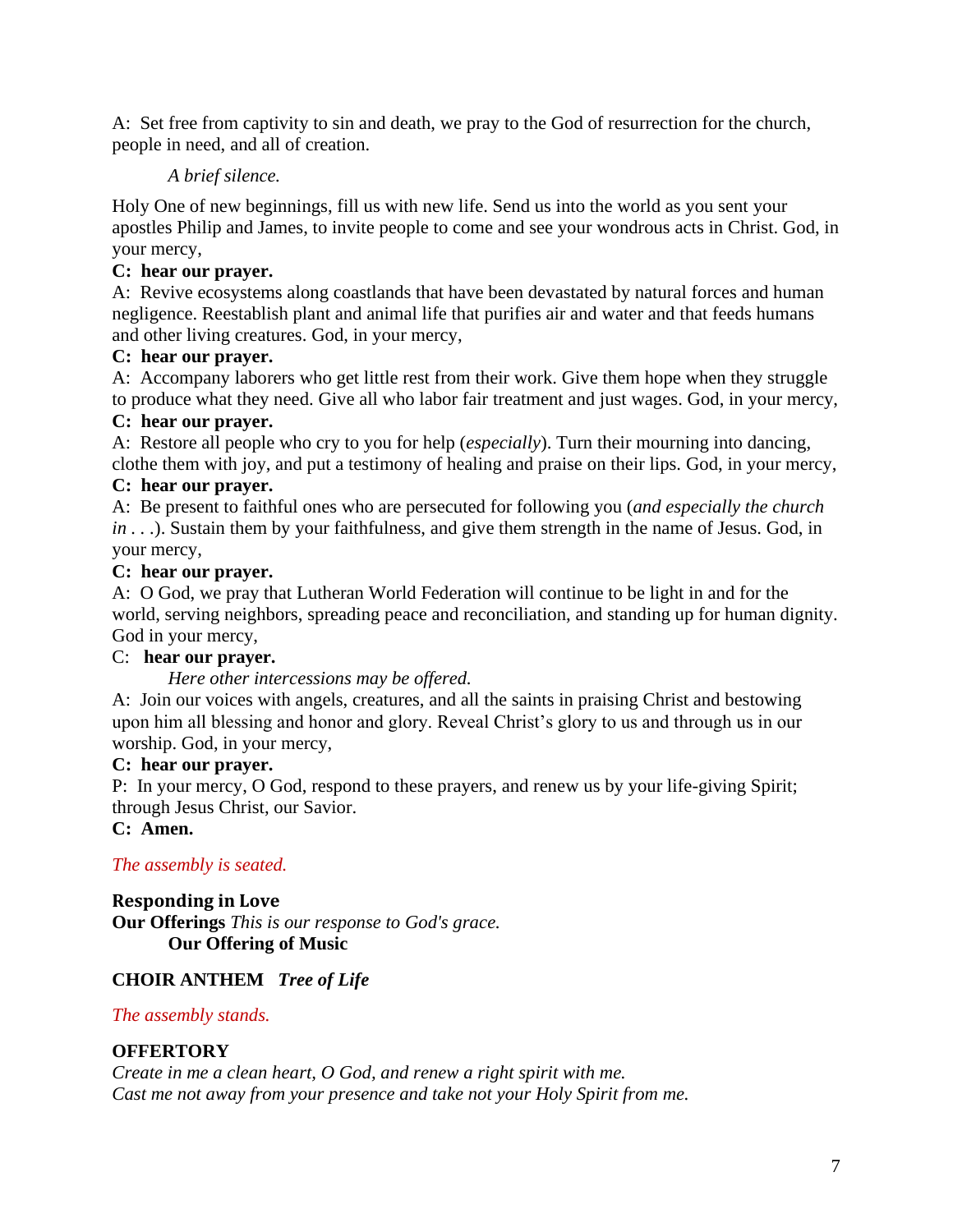A: Set free from captivity to sin and death, we pray to the God of resurrection for the church, people in need, and all of creation.

*A brief silence.*

Holy One of new beginnings, fill us with new life. Send us into the world as you sent your apostles Philip and James, to invite people to come and see your wondrous acts in Christ. God, in your mercy,

**C: hear our prayer.**

A: Revive ecosystems along coastlands that have been devastated by natural forces and human negligence. Reestablish plant and animal life that purifies air and water and that feeds humans and other living creatures. God, in your mercy,

**C: hear our prayer.**

A: Accompany laborers who get little rest from their work. Give them hope when they struggle to produce what they need. Give all who labor fair treatment and just wages. God, in your mercy,

**C: hear our prayer.**

A: Restore all people who cry to you for help (*especially*). Turn their mourning into dancing, clothe them with joy, and put a testimony of healing and praise on their lips. God, in your mercy,

**C: hear our prayer.**

A: Be present to faithful ones who are persecuted for following you (*and especially the church in* . . .). Sustain them by your faithfulness, and give them strength in the name of Jesus. God, in your mercy,

**C: hear our prayer.**

A: O God, we pray that Lutheran World Federation will continue to be light in and for the world, serving neighbors, spreading peace and reconciliation, and standing up for human dignity. God in your mercy,

C: **hear our prayer.**

*Here other intercessions may be offered.*

A: Join our voices with angels, creatures, and all the saints in praising Christ and bestowing upon him all blessing and honor and glory. Reveal Christ's glory to us and through us in our worship. God, in your mercy,

**C: hear our prayer.**

P: In your mercy, O God, respond to these prayers, and renew us by your life-giving Spirit; through Jesus Christ, our Savior.

**C: Amen.**

*The assembly is seated.*

**Responding in Love**

**Our Offerings** *This is our response to God's grace.*

**Our Offering of Music**

**CHOIR ANTHEM** ***Tree of Life***

*The assembly stands.*

**OFFERTORY**

*Create in me a clean heart, O God, and renew a right spirit with me.*
*Cast me not away from your presence and take not your Holy Spirit from me.*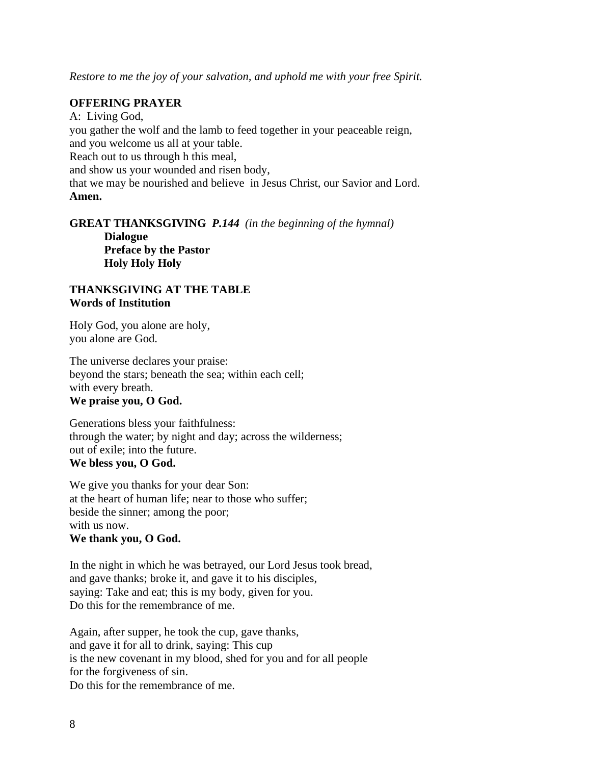*Restore to me the joy of your salvation, and uphold me with your free Spirit.*

**OFFERING PRAYER**

A: Living God,
you gather the wolf and the lamb to feed together in your peaceable reign,
and you welcome us all at your table.
Reach out to us through h this meal,
and show us your wounded and risen body,
that we may be nourished and believe in Jesus Christ, our Savior and Lord.
**Amen.**

**GREAT THANKSGIVING** ***P.144*** *(in the beginning of the hymnal)*

**Dialogue**
**Preface by the Pastor**
**Holy Holy Holy**

**THANKSGIVING AT THE TABLE**
**Words of Institution**

Holy God, you alone are holy,
you alone are God.

The universe declares your praise:
beyond the stars; beneath the sea; within each cell;
with every breath.
**We praise you, O God.**

Generations bless your faithfulness:
through the water; by night and day; across the wilderness;
out of exile; into the future.
**We bless you, O God.**

We give you thanks for your dear Son:
at the heart of human life; near to those who suffer;
beside the sinner; among the poor;
with us now.
**We thank you, O God.**

In the night in which he was betrayed, our Lord Jesus took bread,
and gave thanks; broke it, and gave it to his disciples,
saying: Take and eat; this is my body, given for you.
Do this for the remembrance of me.

Again, after supper, he took the cup, gave thanks,
and gave it for all to drink, saying: This cup
is the new covenant in my blood, shed for you and for all people
for the forgiveness of sin.
Do this for the remembrance of me.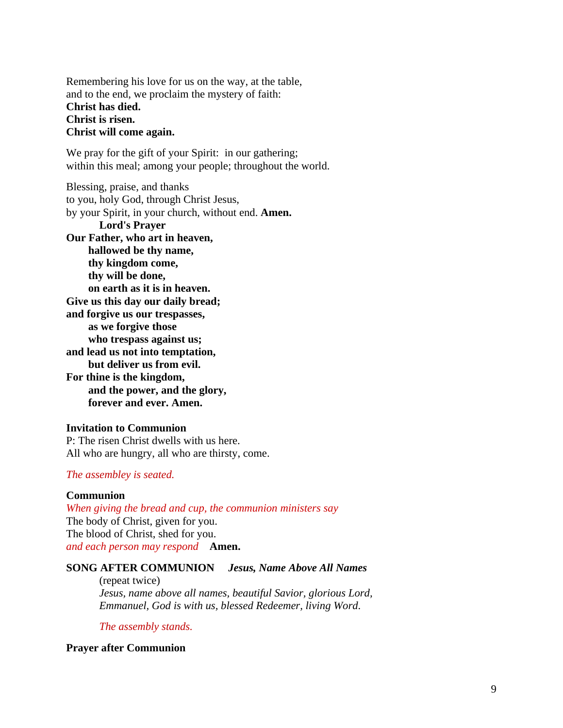Remembering his love for us on the way, at the table,
and to the end, we proclaim the mystery of faith:
**Christ has died.**
**Christ is risen.**
**Christ will come again.**

We pray for the gift of your Spirit: in our gathering;
within this meal; among your people; throughout the world.

Blessing, praise, and thanks
to you, holy God, through Christ Jesus,
by your Spirit, in your church, without end. **Amen.**

**Lord's Prayer**

**Our Father, who art in heaven,**
**hallowed be thy name,**
**thy kingdom come,**
**thy will be done,**
**on earth as it is in heaven.**
**Give us this day our daily bread;**
**and forgive us our trespasses,**
**as we forgive those**
**who trespass against us;**
**and lead us not into temptation,**
**but deliver us from evil.**
**For thine is the kingdom,**
**and the power, and the glory,**
**forever and ever. Amen.**

**Invitation to Communion**

P: The risen Christ dwells with us here.
All who are hungry, all who are thirsty, come.

*The assembley is seated.*

**Communion**

*When giving the bread and cup, the communion ministers say*
The body of Christ, given for you.
The blood of Christ, shed for you.
*and each person may respond* **Amen.**

**SONG AFTER COMMUNION** ***Jesus, Name Above All Names***

(repeat twice)
*Jesus, name above all names, beautiful Savior, glorious Lord,*
*Emmanuel, God is with us, blessed Redeemer, living Word.*

*The assembly stands.*

**Prayer after Communion**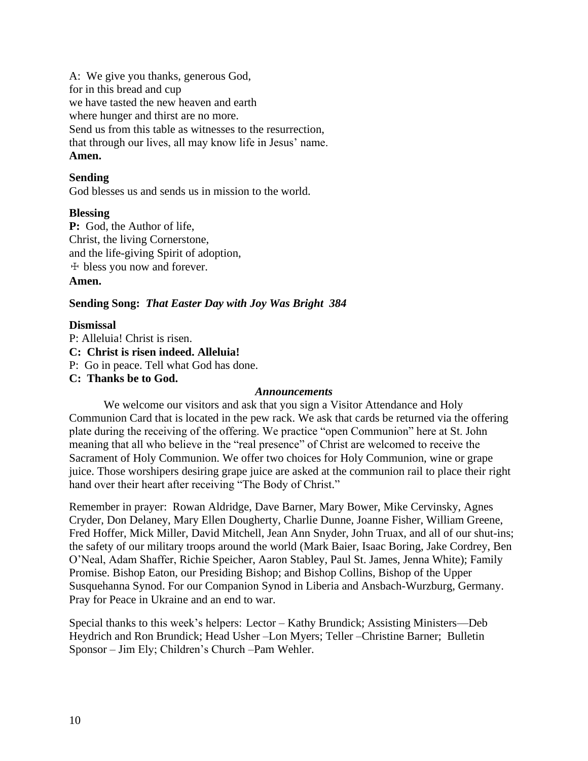A:  We give you thanks, generous God,
for in this bread and cup
we have tasted the new heaven and earth
where hunger and thirst are no more.
Send us from this table as witnesses to the resurrection,
that through our lives, all may know life in Jesus' name.
**Amen.**

**Sending**
God blesses us and sends us in mission to the world.

**Blessing**
**P:** God, the Author of life,
Christ, the living Cornerstone,
and the life-giving Spirit of adoption,
☩ bless you now and forever.
**Amen.**

**Sending Song:** ***That Easter Day with Joy Was Bright 384***

**Dismissal**
P: Alleluia! Christ is risen.
**C: Christ is risen indeed. Alleluia!**
P: Go in peace. Tell what God has done.
**C: Thanks be to God.**

***Announcements***

We welcome our visitors and ask that you sign a Visitor Attendance and Holy Communion Card that is located in the pew rack. We ask that cards be returned via the offering plate during the receiving of the offering. We practice "open Communion" here at St. John meaning that all who believe in the "real presence" of Christ are welcomed to receive the Sacrament of Holy Communion. We offer two choices for Holy Communion, wine or grape juice. Those worshipers desiring grape juice are asked at the communion rail to place their right hand over their heart after receiving "The Body of Christ."

Remember in prayer: Rowan Aldridge, Dave Barner, Mary Bower, Mike Cervinsky, Agnes Cryder, Don Delaney, Mary Ellen Dougherty, Charlie Dunne, Joanne Fisher, William Greene, Fred Hoffer, Mick Miller, David Mitchell, Jean Ann Snyder, John Truax, and all of our shut-ins; the safety of our military troops around the world (Mark Baier, Isaac Boring, Jake Cordrey, Ben O'Neal, Adam Shaffer, Richie Speicher, Aaron Stabley, Paul St. James, Jenna White); Family Promise. Bishop Eaton, our Presiding Bishop; and Bishop Collins, Bishop of the Upper Susquehanna Synod. For our Companion Synod in Liberia and Ansbach-Wurzburg, Germany. Pray for Peace in Ukraine and an end to war.

Special thanks to this week's helpers: Lector – Kathy Brundick; Assisting Ministers—Deb Heydrich and Ron Brundick; Head Usher –Lon Myers; Teller –Christine Barner; Bulletin Sponsor – Jim Ely; Children's Church –Pam Wehler.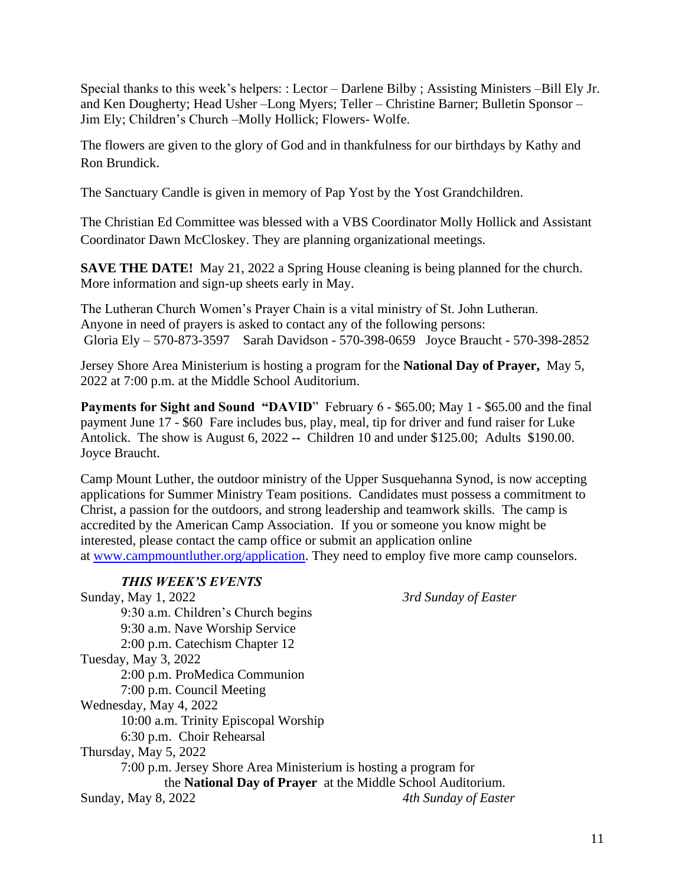Special thanks to this week's helpers: : Lector – Darlene Bilby ; Assisting Ministers –Bill Ely Jr. and Ken Dougherty; Head Usher –Long Myers; Teller – Christine Barner; Bulletin Sponsor – Jim Ely; Children's Church –Molly Hollick; Flowers- Wolfe.

The flowers are given to the glory of God and in thankfulness for our birthdays by Kathy and Ron Brundick.

The Sanctuary Candle is given in memory of Pap Yost by the Yost Grandchildren.

The Christian Ed Committee was blessed with a VBS Coordinator Molly Hollick and Assistant Coordinator Dawn McCloskey. They are planning organizational meetings.

**SAVE THE DATE!** May 21, 2022 a Spring House cleaning is being planned for the church. More information and sign-up sheets early in May.

The Lutheran Church Women's Prayer Chain is a vital ministry of St. John Lutheran. Anyone in need of prayers is asked to contact any of the following persons:
Gloria Ely – 570-873-3597 Sarah Davidson - 570-398-0659 Joyce Braucht - 570-398-2852

Jersey Shore Area Ministerium is hosting a program for the **National Day of Prayer,** May 5, 2022 at 7:00 p.m. at the Middle School Auditorium.

**Payments for Sight and Sound "DAVID**" February 6 - $65.00; May 1 - $65.00 and the final payment June 17 - $60 Fare includes bus, play, meal, tip for driver and fund raiser for Luke Antolick. The show is August 6, 2022 **--** Children 10 and under $125.00; Adults $190.00. Joyce Braucht.

Camp Mount Luther, the outdoor ministry of the Upper Susquehanna Synod, is now accepting applications for Summer Ministry Team positions. Candidates must possess a commitment to Christ, a passion for the outdoors, and strong leadership and teamwork skills. The camp is accredited by the American Camp Association. If you or someone you know might be interested, please contact the camp office or submit an application online at [www.campmountluther.org/application](www.campmountluther.org/application). They need to employ five more camp counselors.

***THIS WEEK'S EVENTS***

Sunday, May 1, 2022 — *3rd Sunday of Easter*
- 9:30 a.m. Children's Church begins
- 9:30 a.m. Nave Worship Service
- 2:00 p.m. Catechism Chapter 12

Tuesday, May 3, 2022
- 2:00 p.m. ProMedica Communion
- 7:00 p.m. Council Meeting

Wednesday, May 4, 2022
- 10:00 a.m. Trinity Episcopal Worship
- 6:30 p.m. Choir Rehearsal

Thursday, May 5, 2022
- 7:00 p.m. Jersey Shore Area Ministerium is hosting a program for the **National Day of Prayer** at the Middle School Auditorium.

Sunday, May 8, 2022 — *4th Sunday of Easter*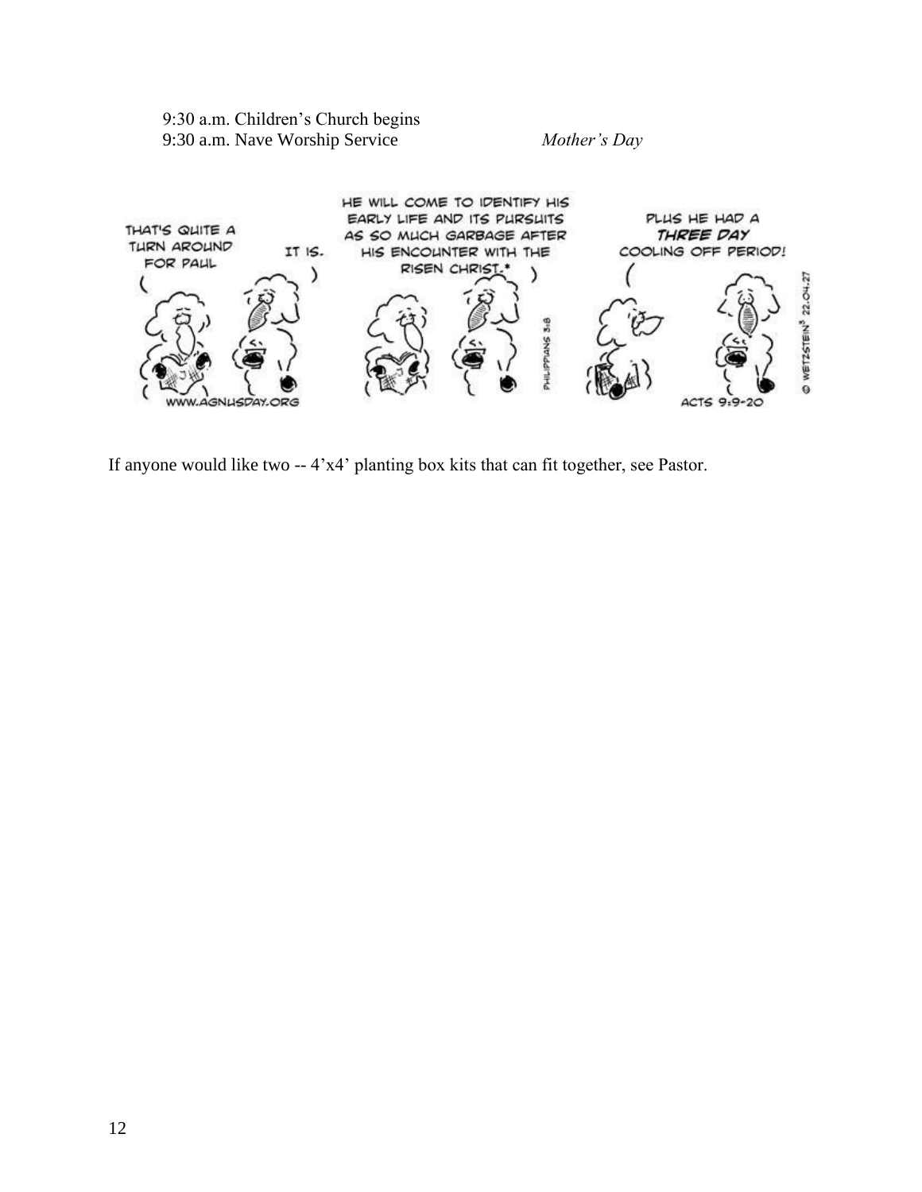9:30 a.m. Children's Church begins
9:30 a.m. Nave Worship Service *Mother's Day*

THAT'S QUITE A TURN AROUND FOR PAUL

IT IS.

HE WILL COME TO IDENTIFY HIS EARLY LIFE AND ITS PURSUITS AS SO MUCH GARBAGE AFTER HIS ENCOUNTER WITH THE RISEN CHRIST.*

PHILIPPIANS 3:8

PLUS HE HAD A ***THREE DAY*** COOLING OFF PERIOD!

WWW.AGNUSDAY.ORG

ACTS 9:9-20

© WETZSTEIN[3] 22.04.27

If anyone would like two -- 4'x4' planting box kits that can fit together, see Pastor.